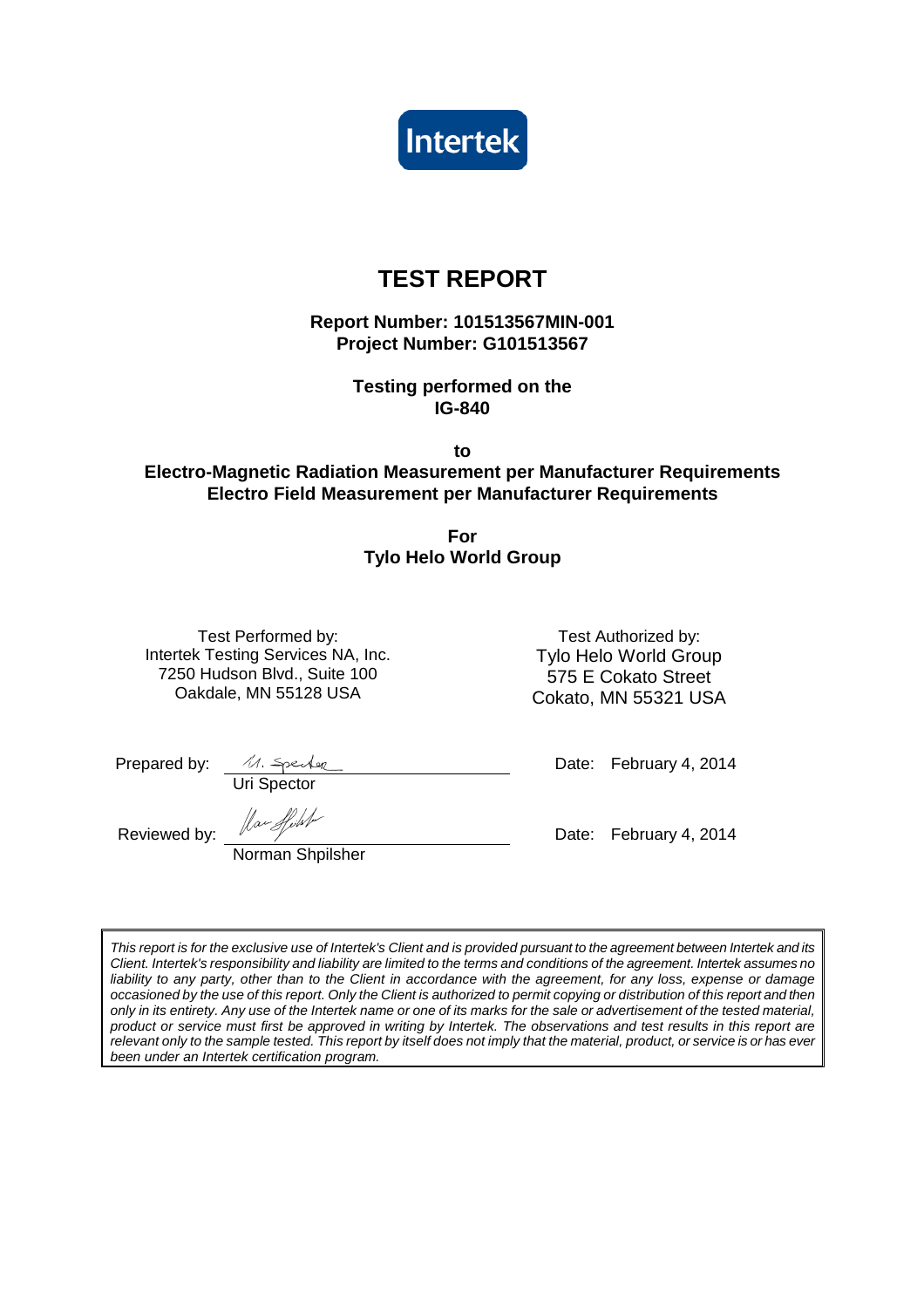Intertek

# TEST REPORT

**Report Number: 101513567MIN-001**
**Project Number: G101513567**

**Testing performed on the**
**IG-840**

**to**
**Electro-Magnetic Radiation Measurement per Manufacturer Requirements**
**Electro Field Measurement per Manufacturer Requirements**

**For**
**Tylo Helo World Group**

Test Performed by:
Intertek Testing Services NA, Inc.
7250 Hudson Blvd., Suite 100
Oakdale, MN 55128 USA

Test Authorized by:
Tylo Helo World Group
575 E Cokato Street
Cokato, MN 55321 USA

Prepared by: U. Spector
Uri Spector

Date: February 4, 2014

Reviewed by: Norman Shpilsher
Norman Shpilsher

Date: February 4, 2014

*This report is for the exclusive use of Intertek's Client and is provided pursuant to the agreement between Intertek and its Client. Intertek's responsibility and liability are limited to the terms and conditions of the agreement. Intertek assumes no liability to any party, other than to the Client in accordance with the agreement, for any loss, expense or damage occasioned by the use of this report. Only the Client is authorized to permit copying or distribution of this report and then only in its entirety. Any use of the Intertek name or one of its marks for the sale or advertisement of the tested material, product or service must first be approved in writing by Intertek. The observations and test results in this report are relevant only to the sample tested. This report by itself does not imply that the material, product, or service is or has ever been under an Intertek certification program.*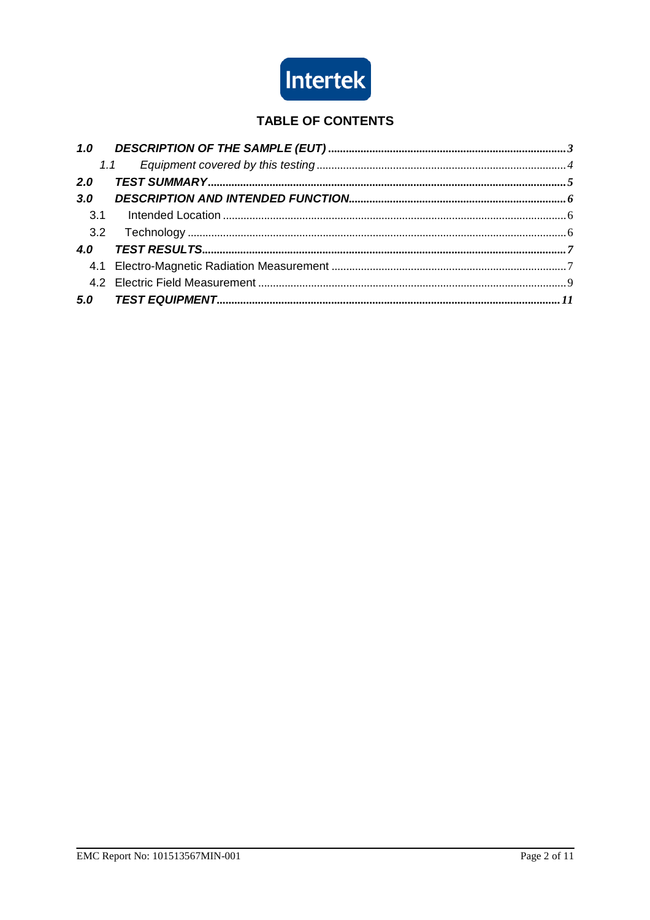## TABLE OF CONTENTS

**1.0 DESCRIPTION OF THE SAMPLE (EUT)** ........ 3

*1.1 Equipment covered by this testing* ........ 4

**2.0 TEST SUMMARY** ........ 5

**3.0 DESCRIPTION AND INTENDED FUNCTION** ........ 6

3.1 Intended Location ........ 6

3.2 Technology ........ 6

**4.0 TEST RESULTS** ........ 7

4.1 Electro-Magnetic Radiation Measurement ........ 7

4.2 Electric Field Measurement ........ 9

**5.0 TEST EQUIPMENT** ........ 11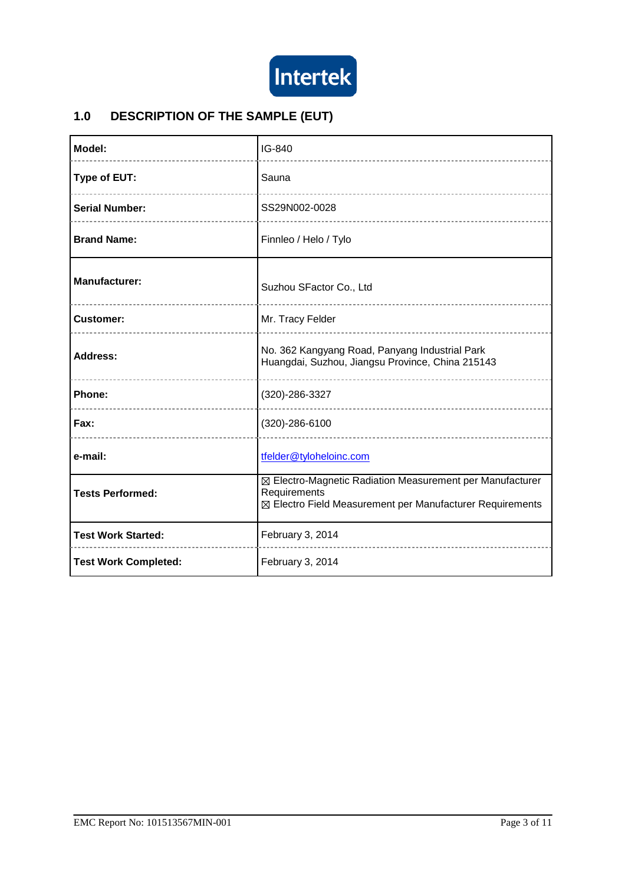## 1.0 DESCRIPTION OF THE SAMPLE (EUT)

| | |
|---|---|
| **Model:** | IG-840 |
| **Type of EUT:** | Sauna |
| **Serial Number:** | SS29N002-0028 |
| **Brand Name:** | Finnleo / Helo / Tylo |
| **Manufacturer:** | Suzhou SFactor Co., Ltd |
| **Customer:** | Mr. Tracy Felder |
| **Address:** | No. 362 Kangyang Road, Panyang Industrial Park<br>Huangdai, Suzhou, Jiangsu Province, China 215143 |
| **Phone:** | (320)-286-3327 |
| **Fax:** | (320)-286-6100 |
| **e-mail:** | tfelder@tyloheloinc.com |
| **Tests Performed:** | ☒ Electro-Magnetic Radiation Measurement per Manufacturer Requirements<br>☒ Electro Field Measurement per Manufacturer Requirements |
| **Test Work Started:** | February 3, 2014 |
| **Test Work Completed:** | February 3, 2014 |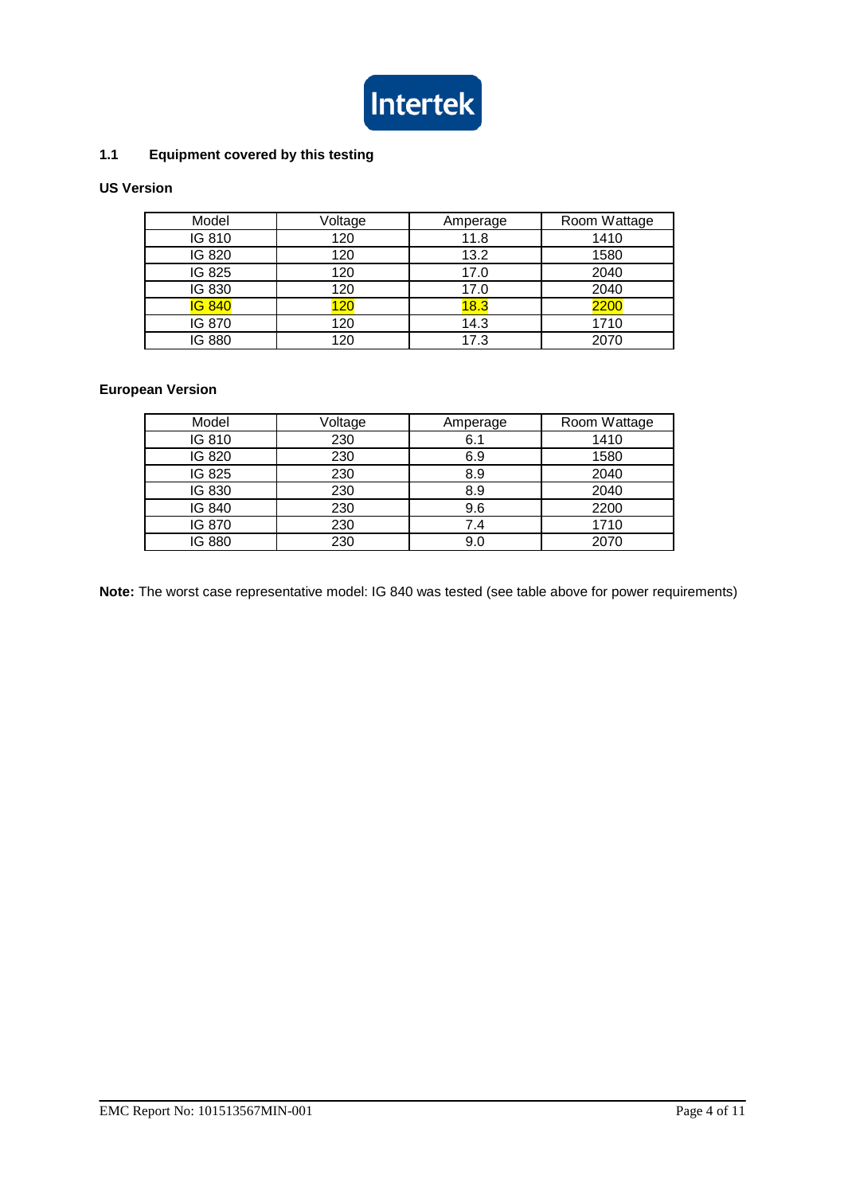## 1.1 Equipment covered by this testing

**US Version**

| Model | Voltage | Amperage | Room Wattage |
|---|---|---|---|
| IG 810 | 120 | 11.8 | 1410 |
| IG 820 | 120 | 13.2 | 1580 |
| IG 825 | 120 | 17.0 | 2040 |
| IG 830 | 120 | 17.0 | 2040 |
| IG 840 | 120 | 18.3 | 2200 |
| IG 870 | 120 | 14.3 | 1710 |
| IG 880 | 120 | 17.3 | 2070 |

**European Version**

| Model | Voltage | Amperage | Room Wattage |
|---|---|---|---|
| IG 810 | 230 | 6.1 | 1410 |
| IG 820 | 230 | 6.9 | 1580 |
| IG 825 | 230 | 8.9 | 2040 |
| IG 830 | 230 | 8.9 | 2040 |
| IG 840 | 230 | 9.6 | 2200 |
| IG 870 | 230 | 7.4 | 1710 |
| IG 880 | 230 | 9.0 | 2070 |

**Note:** The worst case representative model: IG 840 was tested (see table above for power requirements)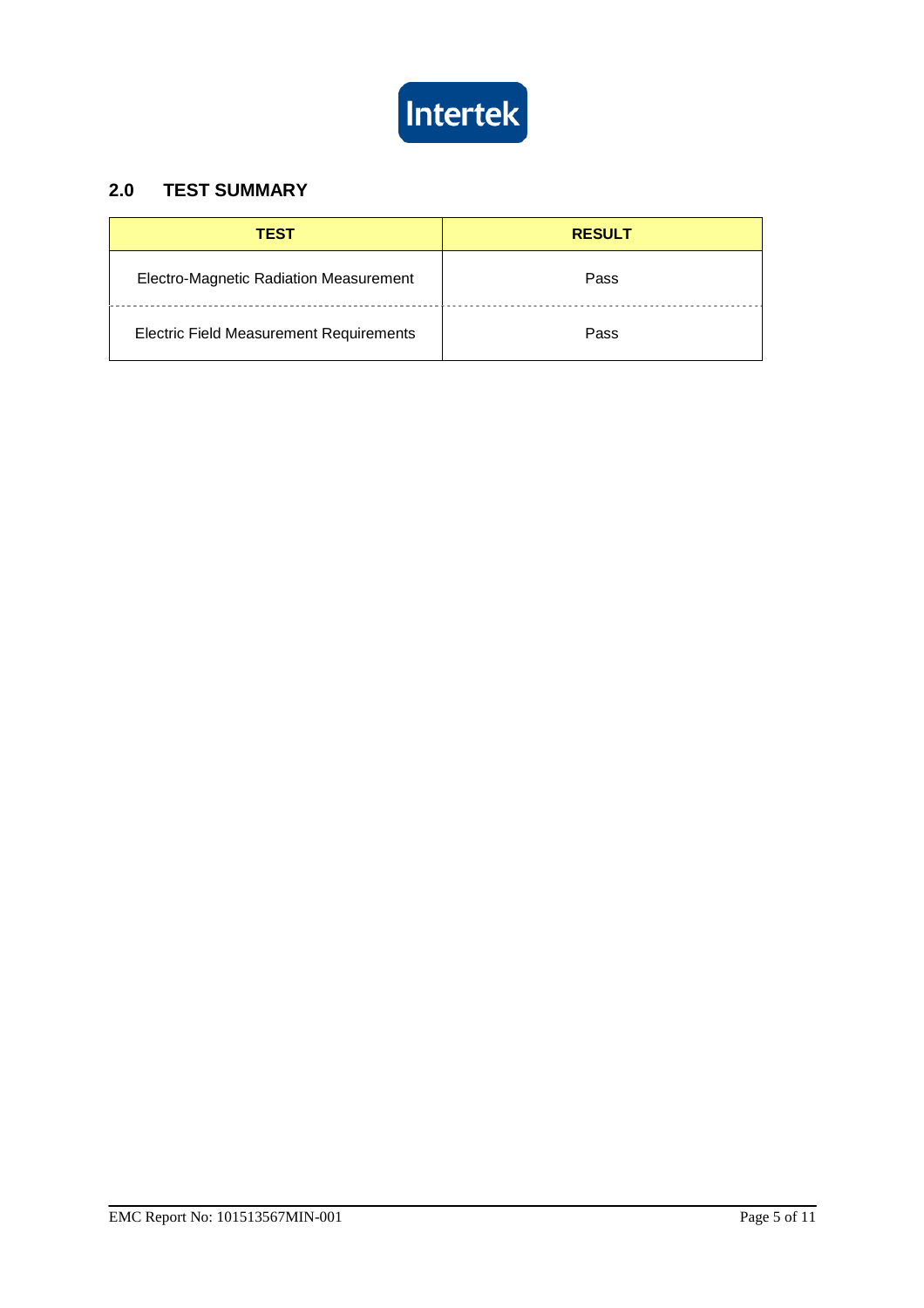## 2.0 TEST SUMMARY

| TEST | RESULT |
|---|---|
| Electro-Magnetic Radiation Measurement | Pass |
| Electric Field Measurement Requirements | Pass |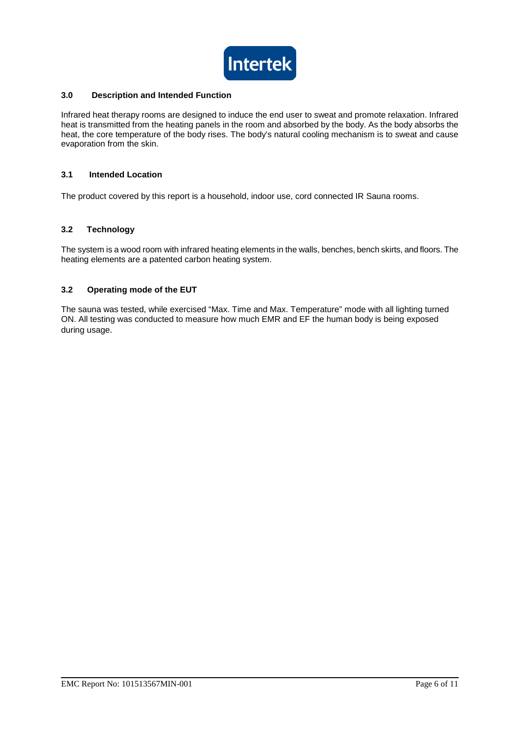## 3.0 Description and Intended Function

Infrared heat therapy rooms are designed to induce the end user to sweat and promote relaxation. Infrared heat is transmitted from the heating panels in the room and absorbed by the body. As the body absorbs the heat, the core temperature of the body rises. The body's natural cooling mechanism is to sweat and cause evaporation from the skin.

### 3.1 Intended Location

The product covered by this report is a household, indoor use, cord connected IR Sauna rooms.

### 3.2 Technology

The system is a wood room with infrared heating elements in the walls, benches, bench skirts, and floors. The heating elements are a patented carbon heating system.

### 3.2 Operating mode of the EUT

The sauna was tested, while exercised "Max. Time and Max. Temperature" mode with all lighting turned ON. All testing was conducted to measure how much EMR and EF the human body is being exposed during usage.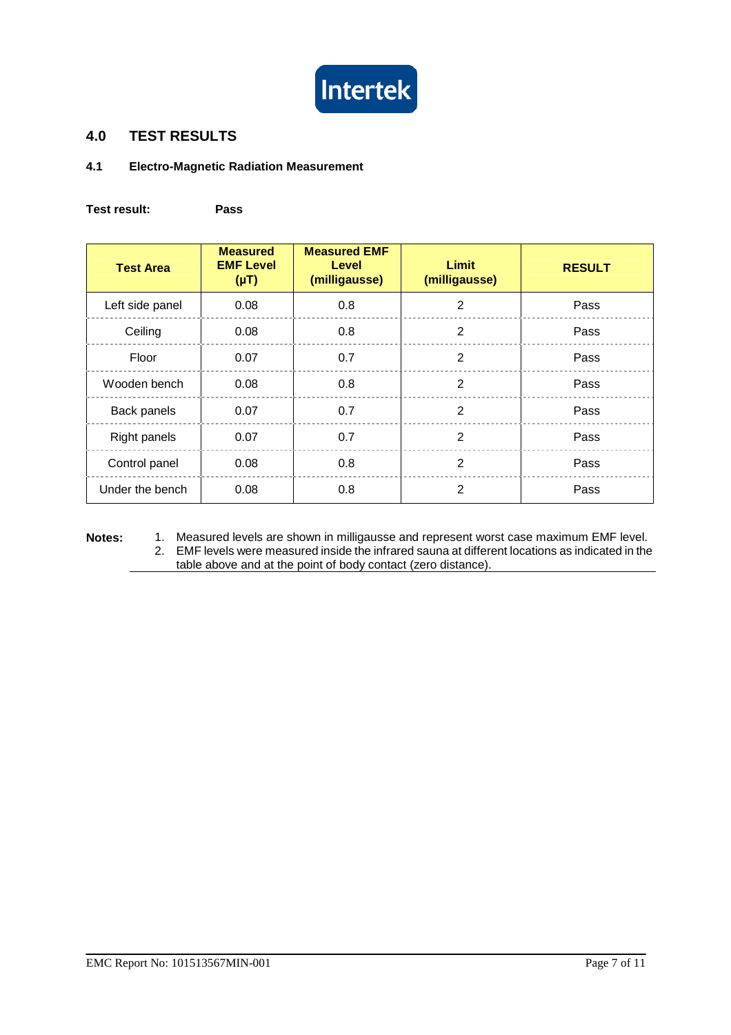## 4.0 TEST RESULTS

### 4.1 Electro-Magnetic Radiation Measurement

**Test result:** **Pass**

| Test Area | Measured EMF Level (μT) | Measured EMF Level (milligausse) | Limit (milligausse) | RESULT |
|---|---|---|---|---|
| Left side panel | 0.08 | 0.8 | 2 | Pass |
| Ceiling | 0.08 | 0.8 | 2 | Pass |
| Floor | 0.07 | 0.7 | 2 | Pass |
| Wooden bench | 0.08 | 0.8 | 2 | Pass |
| Back panels | 0.07 | 0.7 | 2 | Pass |
| Right panels | 0.07 | 0.7 | 2 | Pass |
| Control panel | 0.08 | 0.8 | 2 | Pass |
| Under the bench | 0.08 | 0.8 | 2 | Pass |

**Notes:**

1. Measured levels are shown in milligausse and represent worst case maximum EMF level.
2. EMF levels were measured inside the infrared sauna at different locations as indicated in the table above and at the point of body contact (zero distance).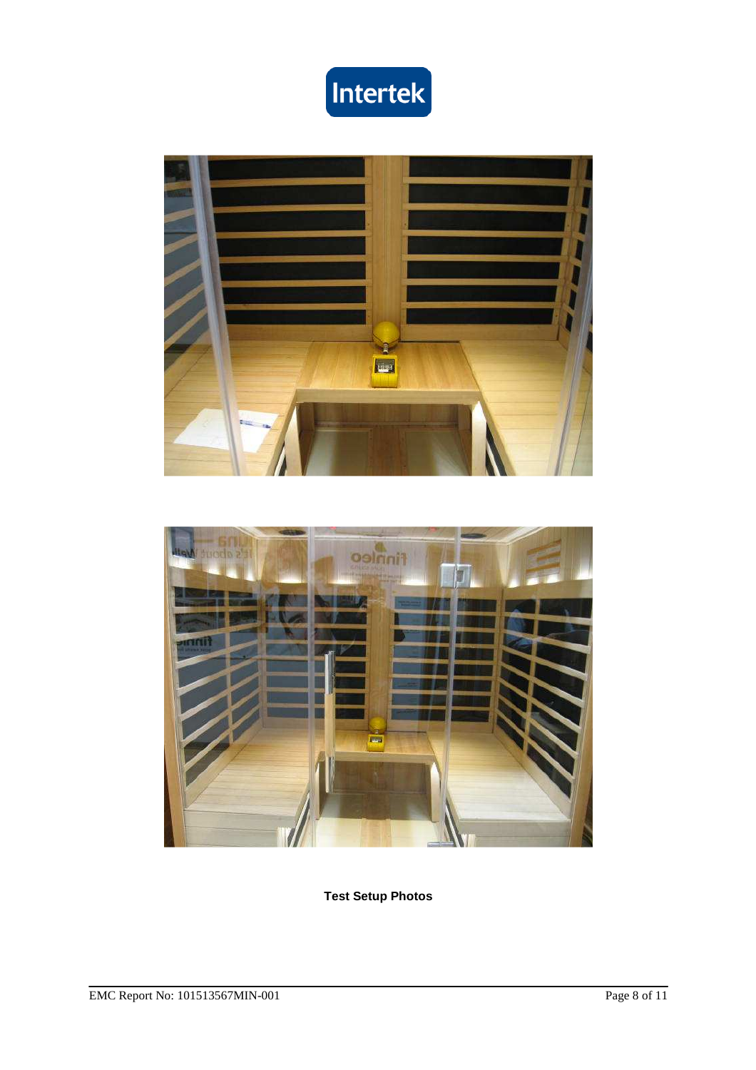**Test Setup Photos**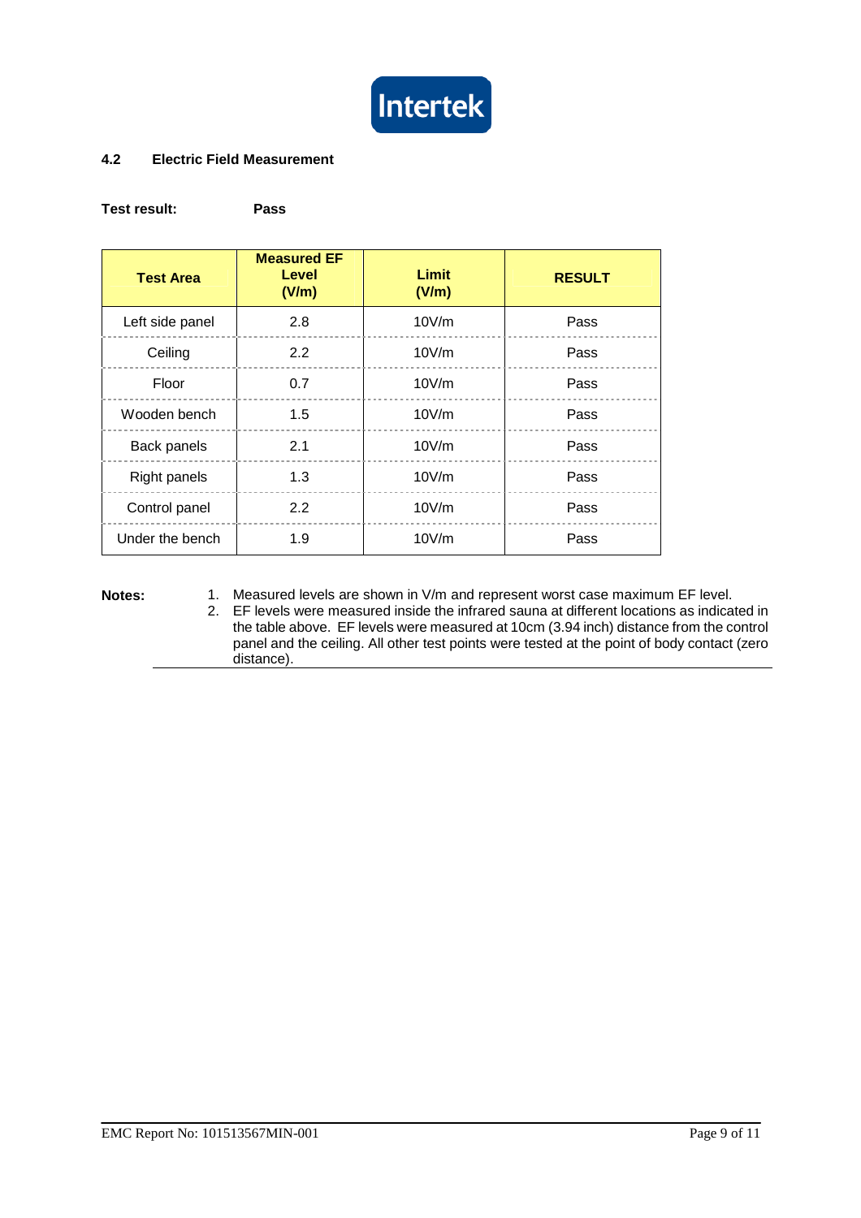### 4.2 Electric Field Measurement

**Test result:** **Pass**

| Test Area | Measured EF Level (V/m) | Limit (V/m) | RESULT |
|---|---|---|---|
| Left side panel | 2.8 | 10V/m | Pass |
| Ceiling | 2.2 | 10V/m | Pass |
| Floor | 0.7 | 10V/m | Pass |
| Wooden bench | 1.5 | 10V/m | Pass |
| Back panels | 2.1 | 10V/m | Pass |
| Right panels | 1.3 | 10V/m | Pass |
| Control panel | 2.2 | 10V/m | Pass |
| Under the bench | 1.9 | 10V/m | Pass |

**Notes:**

1. Measured levels are shown in V/m and represent worst case maximum EF level.
2. EF levels were measured inside the infrared sauna at different locations as indicated in the table above. EF levels were measured at 10cm (3.94 inch) distance from the control panel and the ceiling. All other test points were tested at the point of body contact (zero distance).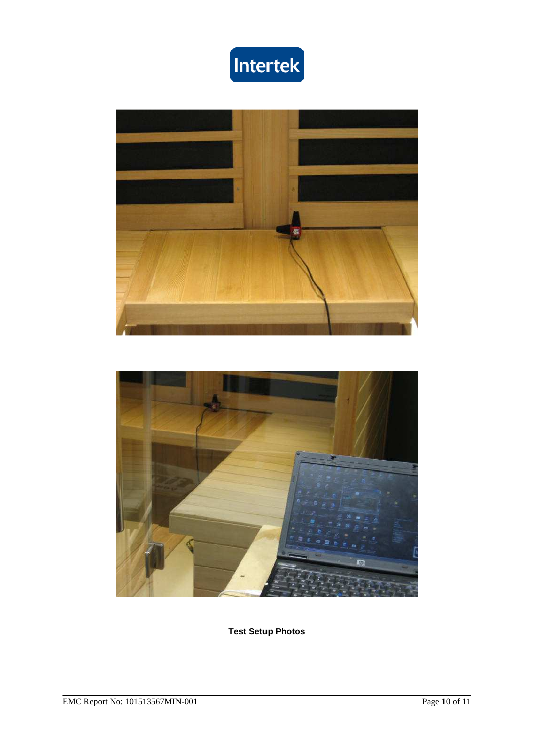**Test Setup Photos**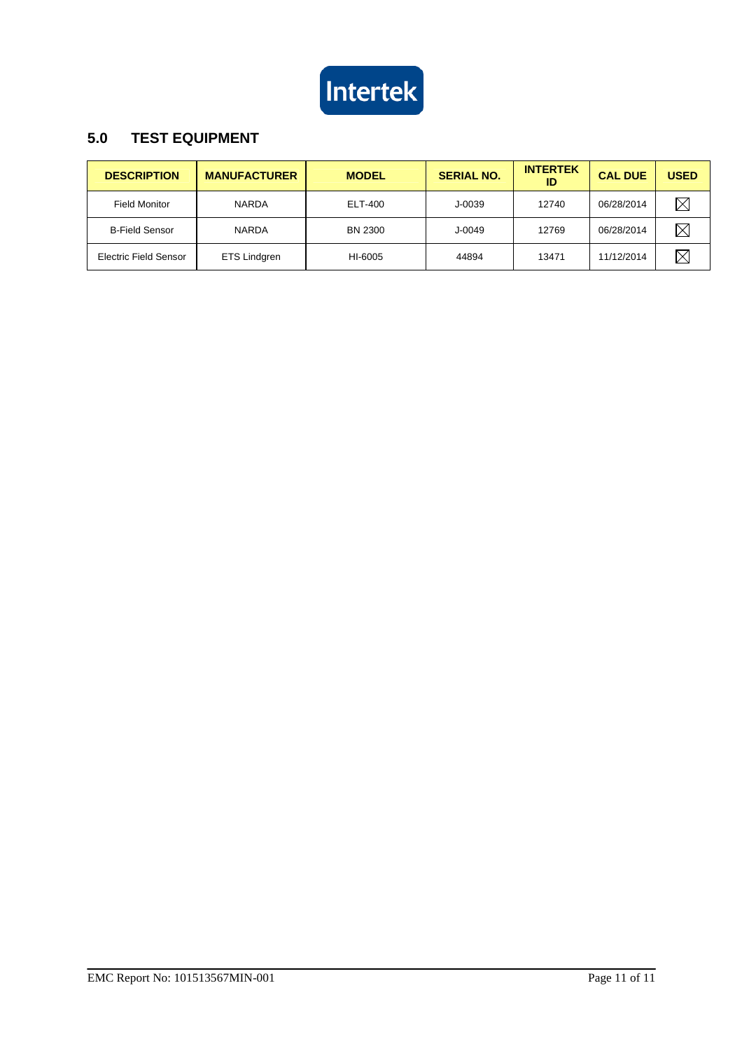## 5.0 TEST EQUIPMENT

| DESCRIPTION | MANUFACTURER | MODEL | SERIAL NO. | INTERTEK ID | CAL DUE | USED |
|---|---|---|---|---|---|---|
| Field Monitor | NARDA | ELT-400 | J-0039 | 12740 | 06/28/2014 | ☒ |
| B-Field Sensor | NARDA | BN 2300 | J-0049 | 12769 | 06/28/2014 | ☒ |
| Electric Field Sensor | ETS Lindgren | HI-6005 | 44894 | 13471 | 11/12/2014 | ☒ |